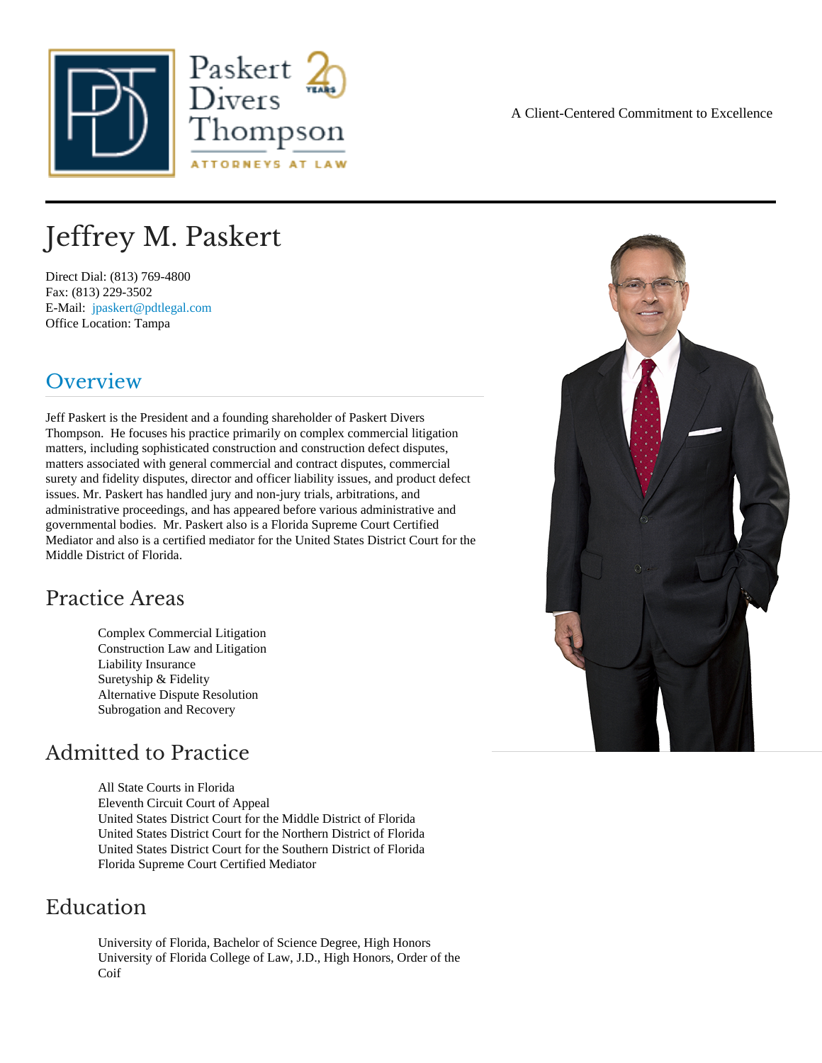Paskert Divers Thompson

ATTORNEYS AT LAW

A Client-Centered Commitment to Excellence

# Jeffrey M. Paskert

Direct Dial: (813) 769-4800
Fax: (813) 229-3502
E-Mail: jpaskert@pdtlegal.com
Office Location: Tampa

## Overview

Jeff Paskert is the President and a founding shareholder of Paskert Divers Thompson. He focuses his practice primarily on complex commercial litigation matters, including sophisticated construction and construction defect disputes, matters associated with general commercial and contract disputes, commercial surety and fidelity disputes, director and officer liability issues, and product defect issues. Mr. Paskert has handled jury and non-jury trials, arbitrations, and administrative proceedings, and has appeared before various administrative and governmental bodies. Mr. Paskert also is a Florida Supreme Court Certified Mediator and also is a certified mediator for the United States District Court for the Middle District of Florida.

## Practice Areas

- Complex Commercial Litigation
- Construction Law and Litigation
- Liability Insurance
- Suretyship & Fidelity
- Alternative Dispute Resolution
- Subrogation and Recovery

## Admitted to Practice

- All State Courts in Florida
- Eleventh Circuit Court of Appeal
- United States District Court for the Middle District of Florida
- United States District Court for the Northern District of Florida
- United States District Court for the Southern District of Florida
- Florida Supreme Court Certified Mediator

## Education

- University of Florida, Bachelor of Science Degree, High Honors
- University of Florida College of Law, J.D., High Honors, Order of the Coif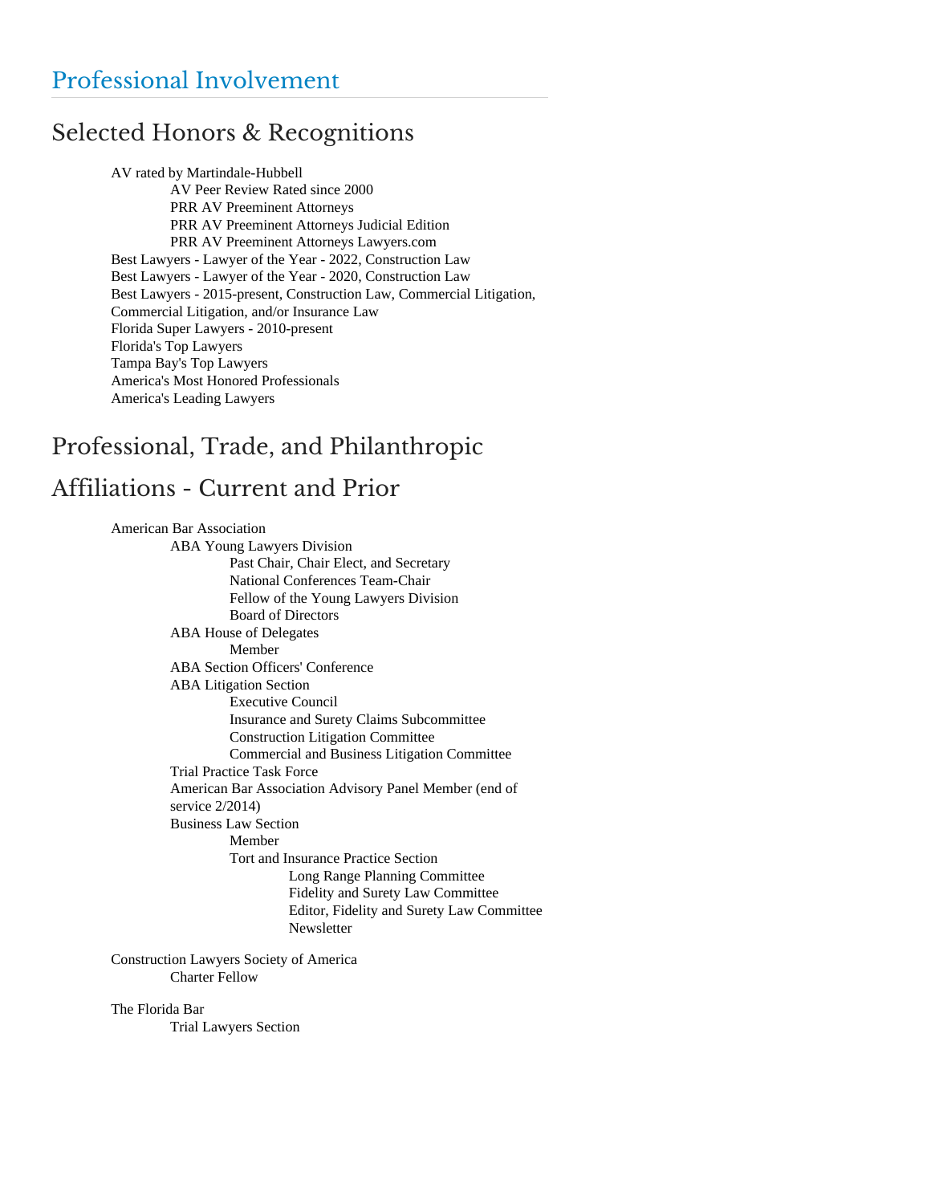# Professional Involvement

## Selected Honors & Recognitions

- AV rated by Martindale-Hubbell
  - AV Peer Review Rated since 2000
  - PRR AV Preeminent Attorneys
  - PRR AV Preeminent Attorneys Judicial Edition
  - PRR AV Preeminent Attorneys Lawyers.com
- Best Lawyers - Lawyer of the Year - 2022, Construction Law
- Best Lawyers - Lawyer of the Year - 2020, Construction Law
- Best Lawyers - 2015-present, Construction Law, Commercial Litigation, Commercial Litigation, and/or Insurance Law
- Florida Super Lawyers - 2010-present
- Florida's Top Lawyers
- Tampa Bay's Top Lawyers
- America's Most Honored Professionals
- America's Leading Lawyers

## Professional, Trade, and Philanthropic Affiliations - Current and Prior

- American Bar Association
  - ABA Young Lawyers Division
    - Past Chair, Chair Elect, and Secretary
    - National Conferences Team-Chair
    - Fellow of the Young Lawyers Division
    - Board of Directors
  - ABA House of Delegates
    - Member
  - ABA Section Officers' Conference
  - ABA Litigation Section
    - Executive Council
    - Insurance and Surety Claims Subcommittee
    - Construction Litigation Committee
    - Commercial and Business Litigation Committee
  - Trial Practice Task Force
  - American Bar Association Advisory Panel Member (end of service 2/2014)
  - Business Law Section
    - Member
    - Tort and Insurance Practice Section
      - Long Range Planning Committee
      - Fidelity and Surety Law Committee
      - Editor, Fidelity and Surety Law Committee Newsletter

- Construction Lawyers Society of America
  - Charter Fellow

- The Florida Bar
  - Trial Lawyers Section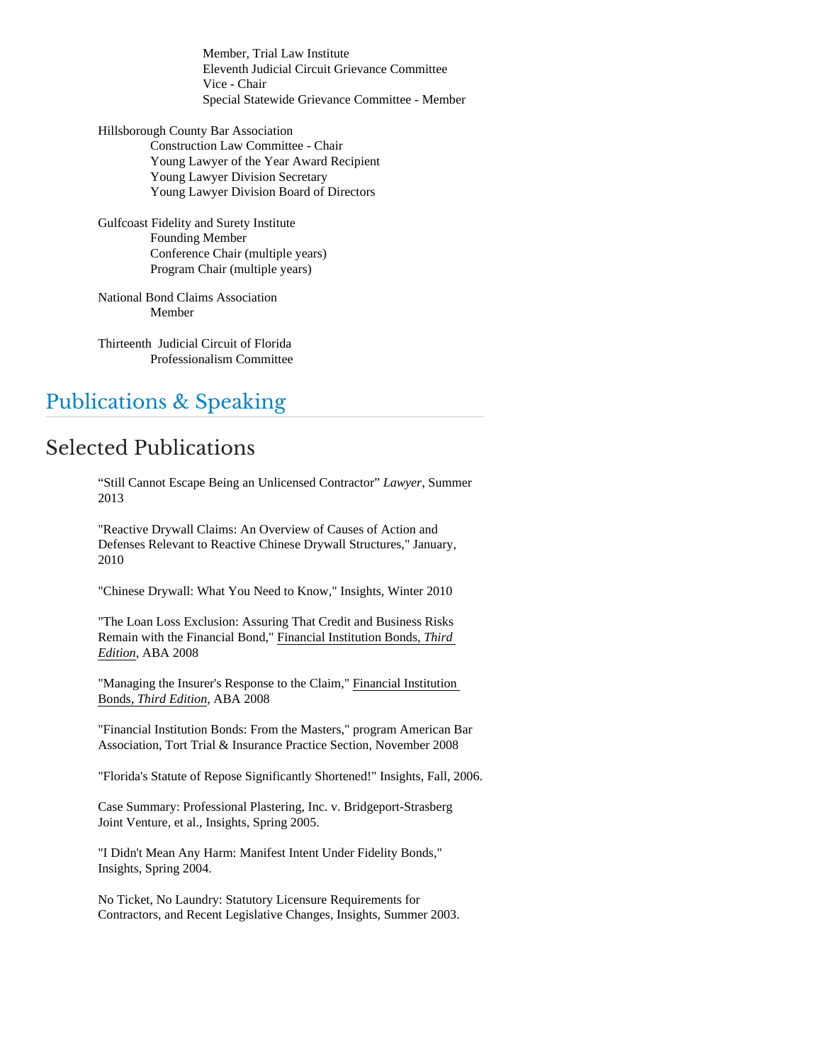Member, Trial Law Institute
Eleventh Judicial Circuit Grievance Committee
Vice - Chair
Special Statewide Grievance Committee - Member

Hillsborough County Bar Association
Construction Law Committee - Chair
Young Lawyer of the Year Award Recipient
Young Lawyer Division Secretary
Young Lawyer Division Board of Directors

Gulfcoast Fidelity and Surety Institute
Founding Member
Conference Chair (multiple years)
Program Chair (multiple years)

National Bond Claims Association
Member

Thirteenth Judicial Circuit of Florida
Professionalism Committee

# Publications & Speaking

## Selected Publications

"Still Cannot Escape Being an Unlicensed Contractor" *Lawyer*, Summer 2013

"Reactive Drywall Claims: An Overview of Causes of Action and Defenses Relevant to Reactive Chinese Drywall Structures," January, 2010

"Chinese Drywall: What You Need to Know," Insights, Winter 2010

"The Loan Loss Exclusion: Assuring That Credit and Business Risks Remain with the Financial Bond," Financial Institution Bonds, *Third Edition*, ABA 2008

"Managing the Insurer's Response to the Claim," Financial Institution Bonds, *Third Edition*, ABA 2008

"Financial Institution Bonds: From the Masters," program American Bar Association, Tort Trial & Insurance Practice Section, November 2008

"Florida's Statute of Repose Significantly Shortened!" Insights, Fall, 2006.

Case Summary: Professional Plastering, Inc. v. Bridgeport-Strasberg Joint Venture, et al., Insights, Spring 2005.

"I Didn't Mean Any Harm: Manifest Intent Under Fidelity Bonds," Insights, Spring 2004.

No Ticket, No Laundry: Statutory Licensure Requirements for Contractors, and Recent Legislative Changes, Insights, Summer 2003.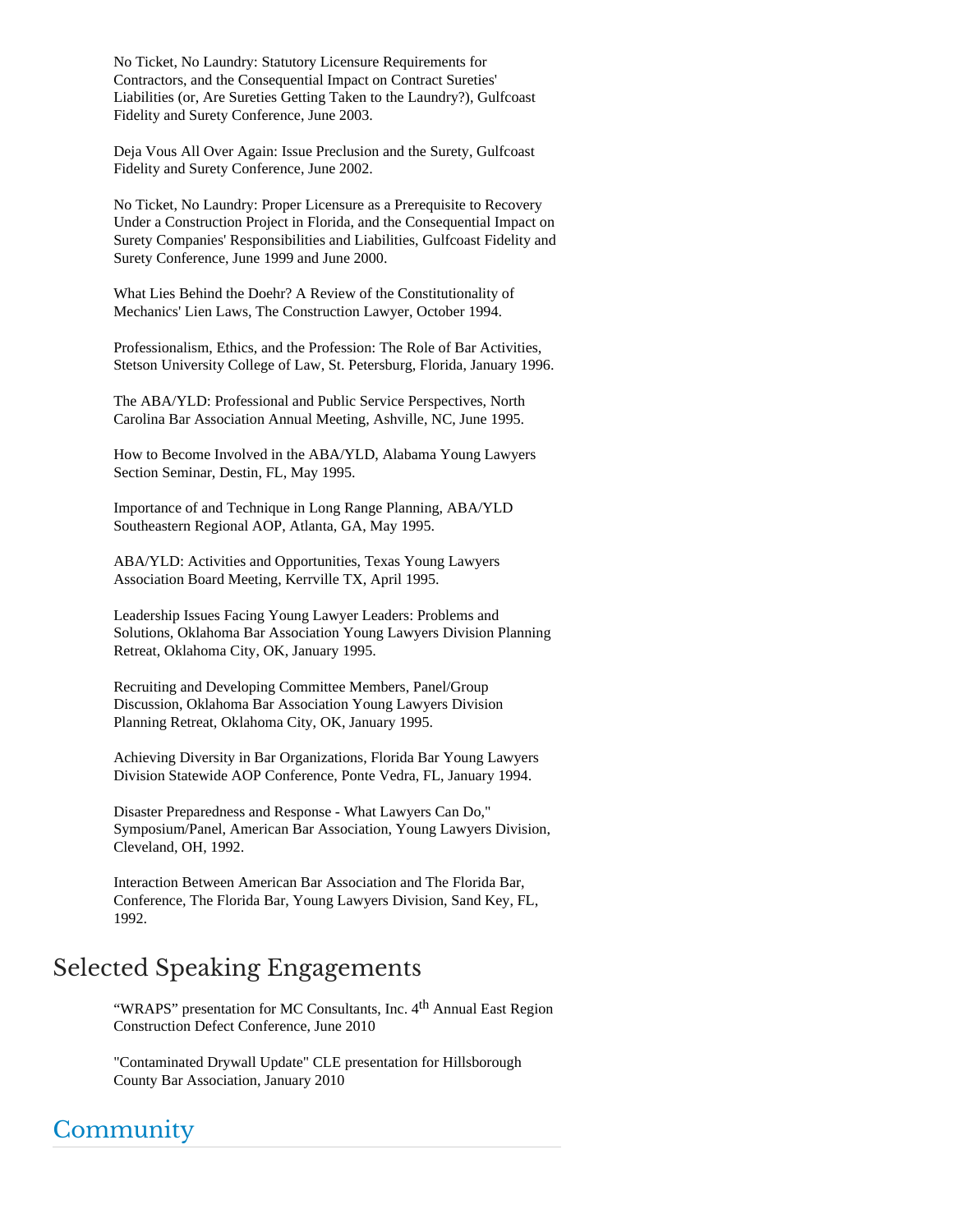No Ticket, No Laundry: Statutory Licensure Requirements for Contractors, and the Consequential Impact on Contract Sureties' Liabilities (or, Are Sureties Getting Taken to the Laundry?), Gulfcoast Fidelity and Surety Conference, June 2003.

Deja Vous All Over Again: Issue Preclusion and the Surety, Gulfcoast Fidelity and Surety Conference, June 2002.

No Ticket, No Laundry: Proper Licensure as a Prerequisite to Recovery Under a Construction Project in Florida, and the Consequential Impact on Surety Companies' Responsibilities and Liabilities, Gulfcoast Fidelity and Surety Conference, June 1999 and June 2000.

What Lies Behind the Doehr? A Review of the Constitutionality of Mechanics' Lien Laws, The Construction Lawyer, October 1994.

Professionalism, Ethics, and the Profession: The Role of Bar Activities, Stetson University College of Law, St. Petersburg, Florida, January 1996.

The ABA/YLD: Professional and Public Service Perspectives, North Carolina Bar Association Annual Meeting, Ashville, NC, June 1995.

How to Become Involved in the ABA/YLD, Alabama Young Lawyers Section Seminar, Destin, FL, May 1995.

Importance of and Technique in Long Range Planning, ABA/YLD Southeastern Regional AOP, Atlanta, GA, May 1995.

ABA/YLD: Activities and Opportunities, Texas Young Lawyers Association Board Meeting, Kerrville TX, April 1995.

Leadership Issues Facing Young Lawyer Leaders: Problems and Solutions, Oklahoma Bar Association Young Lawyers Division Planning Retreat, Oklahoma City, OK, January 1995.

Recruiting and Developing Committee Members, Panel/Group Discussion, Oklahoma Bar Association Young Lawyers Division Planning Retreat, Oklahoma City, OK, January 1995.

Achieving Diversity in Bar Organizations, Florida Bar Young Lawyers Division Statewide AOP Conference, Ponte Vedra, FL, January 1994.

Disaster Preparedness and Response - What Lawyers Can Do," Symposium/Panel, American Bar Association, Young Lawyers Division, Cleveland, OH, 1992.

Interaction Between American Bar Association and The Florida Bar, Conference, The Florida Bar, Young Lawyers Division, Sand Key, FL, 1992.

## Selected Speaking Engagements

“WRAPS” presentation for MC Consultants, Inc. 4th Annual East Region Construction Defect Conference, June 2010

"Contaminated Drywall Update" CLE presentation for Hillsborough County Bar Association, January 2010

## Community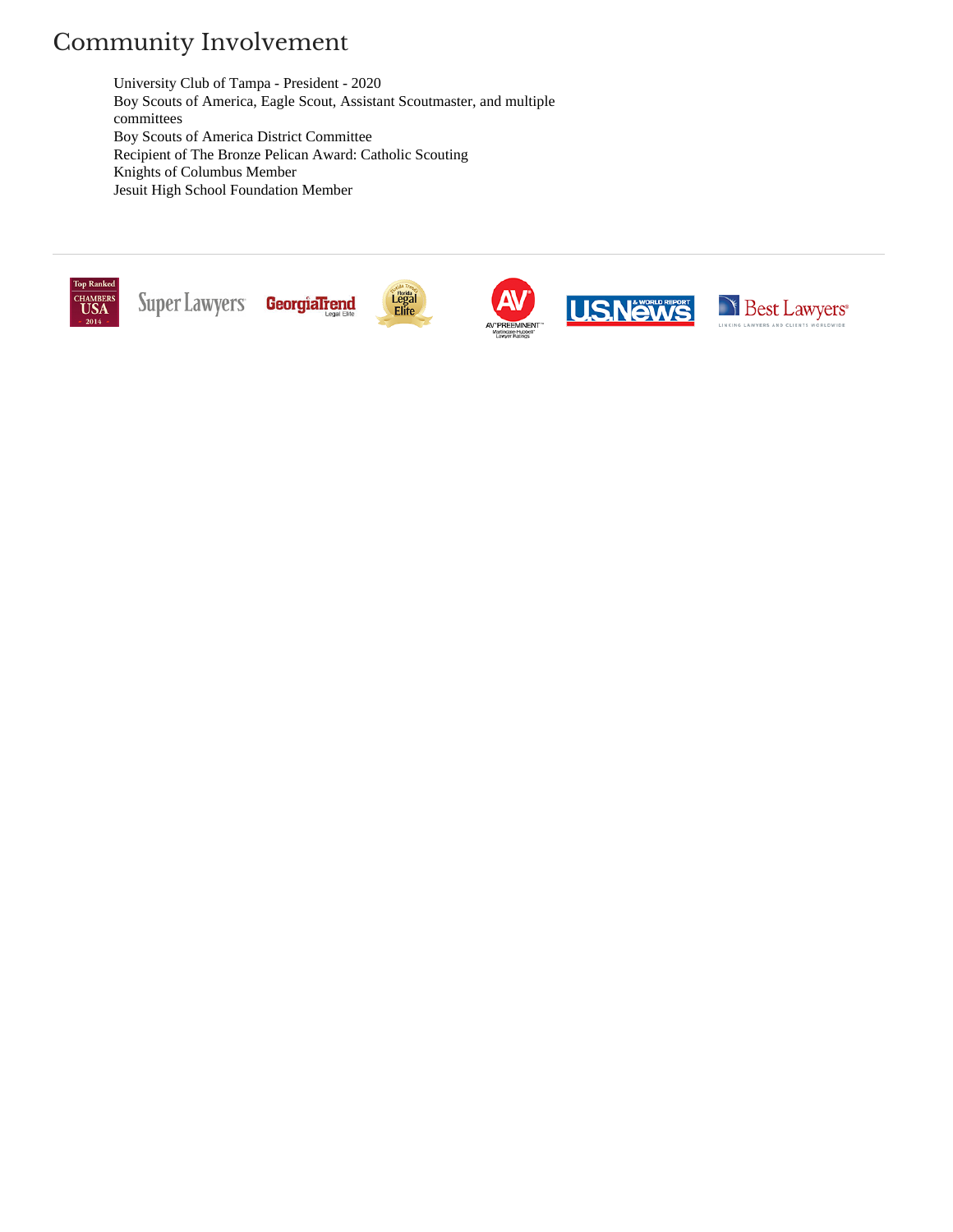## Community Involvement

University Club of Tampa - President - 2020
Boy Scouts of America, Eagle Scout, Assistant Scoutmaster, and multiple committees
Boy Scouts of America District Committee
Recipient of The Bronze Pelican Award: Catholic Scouting
Knights of Columbus Member
Jesuit High School Foundation Member